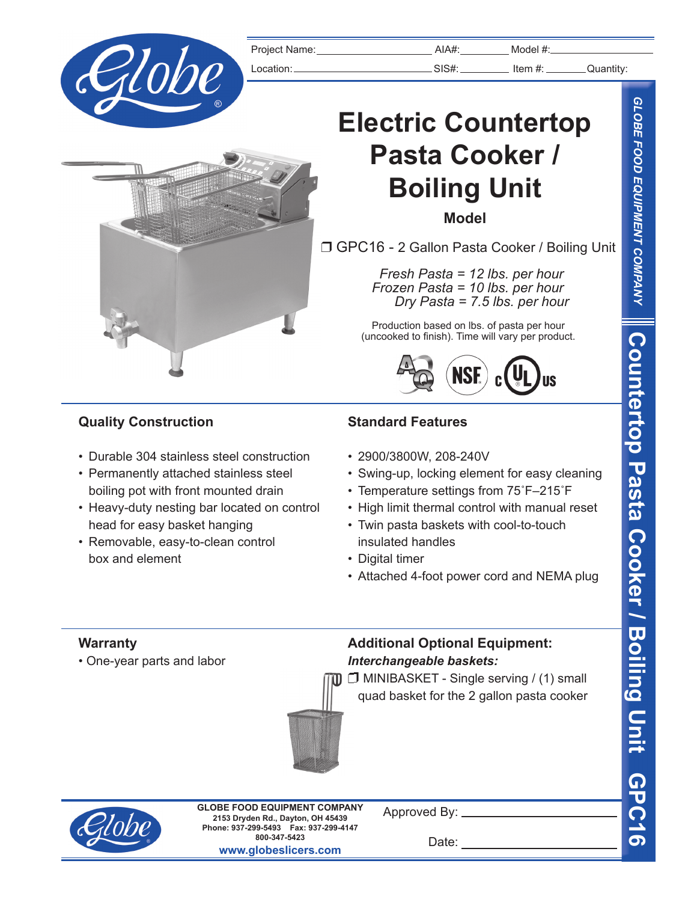Project Name: ______________________ AIA#: __________ Model #: ______________________

Location: ______________________ SIS#: __________ Item #: __________ Quantity:

# Electric Countertop Pasta Cooker / Boiling Unit

**Model**

❒ GPC16 - 2 Gallon Pasta Cooker / Boiling Unit

*Fresh Pasta = 12 lbs. per hour*
*Frozen Pasta = 10 lbs. per hour*
*Dry Pasta = 7.5 lbs. per hour*

Production based on lbs. of pasta per hour (uncooked to finish). Time will vary per product.

GLOBE FOOD EQUIPMENT COMPANY

Countertop Pasta Cooker / Boiling Unit GPC16

## Quality Construction

- Durable 304 stainless steel construction
- Permanently attached stainless steel boiling pot with front mounted drain
- Heavy-duty nesting bar located on control head for easy basket hanging
- Removable, easy-to-clean control box and element

## Standard Features

- 2900/3800W, 208-240V
- Swing-up, locking element for easy cleaning
- Temperature settings from 75˚F–215˚F
- High limit thermal control with manual reset
- Twin pasta baskets with cool-to-touch insulated handles
- Digital timer
- Attached 4-foot power cord and NEMA plug

## Warranty

- One-year parts and labor

## Additional Optional Equipment:

***Interchangeable baskets:***

❒ MINIBASKET - Single serving / (1) small quad basket for the 2 gallon pasta cooker

**GLOBE FOOD EQUIPMENT COMPANY**
2153 Dryden Rd., Dayton, OH 45439
Phone: 937-299-5493 Fax: 937-299-4147
800-347-5423
**www.globeslicers.com**

Approved By: ______________________

Date: ______________________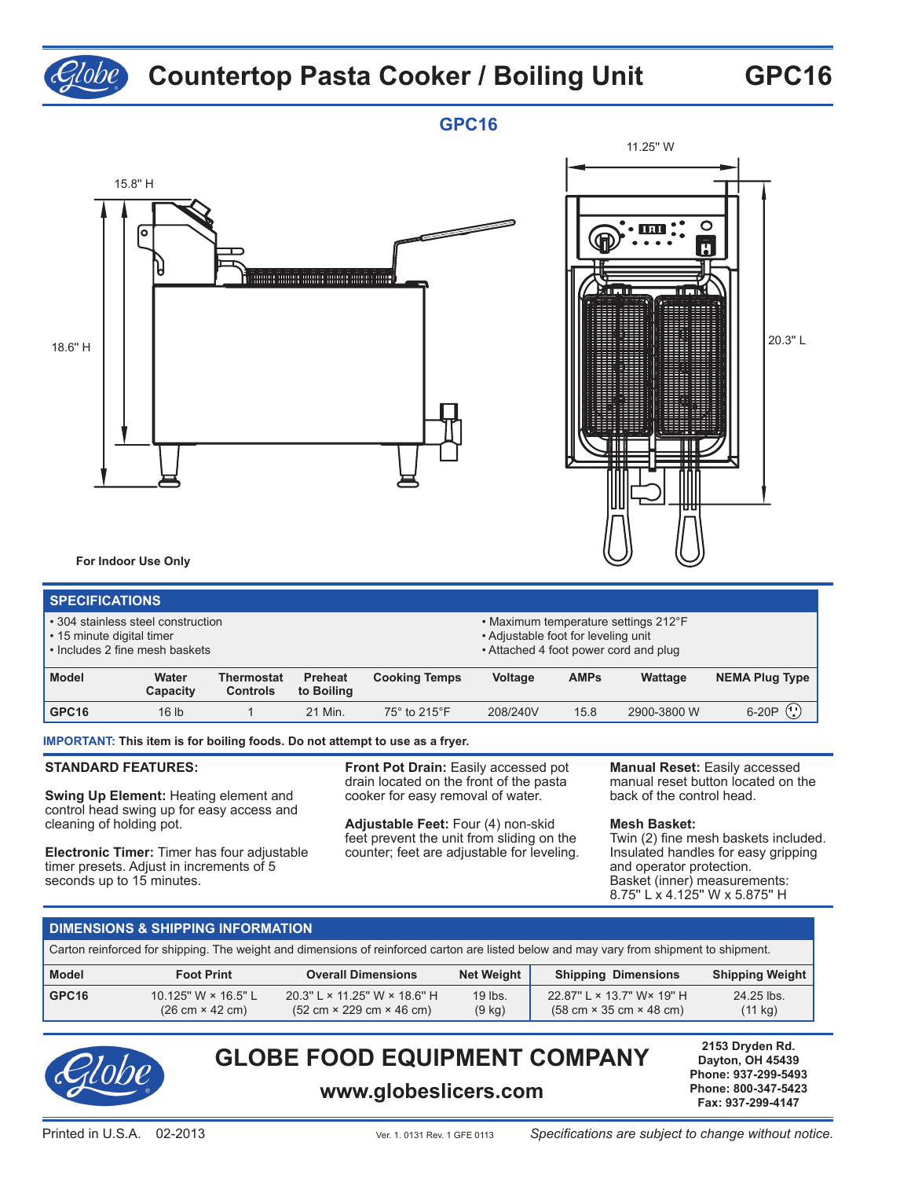# Countertop Pasta Cooker / Boiling Unit GPC16

## GPC16

15.8" H

18.6" H

11.25" W

20.3" L

**For Indoor Use Only**

## SPECIFICATIONS

- 304 stainless steel construction
- 15 minute digital timer
- Includes 2 fine mesh baskets
- Maximum temperature settings 212°F
- Adjustable foot for leveling unit
- Attached 4 foot power cord and plug

| Model | Water Capacity | Thermostat Controls | Preheat to Boiling | Cooking Temps | Voltage | AMPs | Wattage | NEMA Plug Type |
|---|---|---|---|---|---|---|---|---|
| GPC16 | 16 lb | 1 | 21 Min. | 75° to 215°F | 208/240V | 15.8 | 2900-3800 W | 6-20P |

**IMPORTANT: This item is for boiling foods. Do not attempt to use as a fryer.**

### STANDARD FEATURES:

**Swing Up Element:** Heating element and control head swing up for easy access and cleaning of holding pot.

**Electronic Timer:** Timer has four adjustable timer presets. Adjust in increments of 5 seconds up to 15 minutes.

**Front Pot Drain:** Easily accessed pot drain located on the front of the pasta cooker for easy removal of water.

**Adjustable Feet:** Four (4) non-skid feet prevent the unit from sliding on the counter; feet are adjustable for leveling.

**Manual Reset:** Easily accessed manual reset button located on the back of the control head.

**Mesh Basket:**
Twin (2) fine mesh baskets included. Insulated handles for easy gripping and operator protection.
Basket (inner) measurements:
8.75" L x 4.125" W x 5.875" H

## DIMENSIONS & SHIPPING INFORMATION

Carton reinforced for shipping. The weight and dimensions of reinforced carton are listed below and may vary from shipment to shipment.

| Model | Foot Print | Overall Dimensions | Net Weight | Shipping Dimensions | Shipping Weight |
|---|---|---|---|---|---|
| GPC16 | 10.125" W × 16.5" L (26 cm × 42 cm) | 20.3" L × 11.25" W × 18.6" H (52 cm × 229 cm × 46 cm) | 19 lbs. (9 kg) | 22.87" L × 13.7" W× 19" H (58 cm × 35 cm × 48 cm) | 24.25 lbs. (11 kg) |

## GLOBE FOOD EQUIPMENT COMPANY

www.globeslicers.com

2153 Dryden Rd.
Dayton, OH 45439
Phone: 937-299-5493
Phone: 800-347-5423
Fax: 937-299-4147

Printed in U.S.A. 02-2013 Ver. 1. 0131 Rev. 1 GFE 0113 *Specifications are subject to change without notice.*